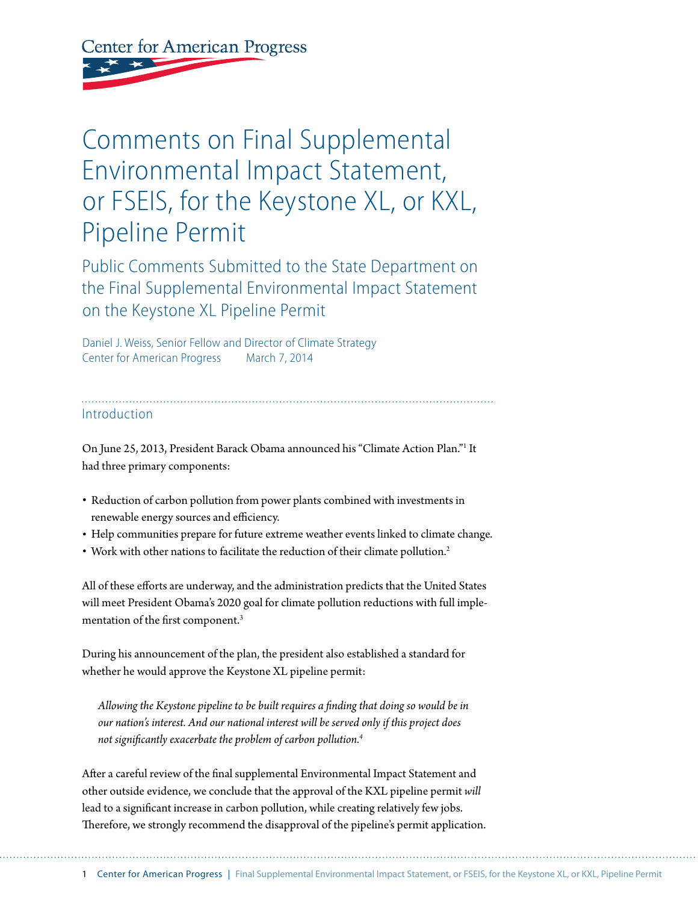Center for American Progress

# Comments on Final Supplemental Environmental Impact Statement, or FSEIS, for the Keystone XL, or KXL, Pipeline Permit

## Public Comments Submitted to the State Department on the Final Supplemental Environmental Impact Statement on the Keystone XL Pipeline Permit

Daniel J. Weiss, Senior Fellow and Director of Climate Strategy
Center for American Progress March 7, 2014

### Introduction

On June 25, 2013, President Barack Obama announced his "Climate Action Plan."[1] It had three primary components:

- Reduction of carbon pollution from power plants combined with investments in renewable energy sources and efficiency.
- Help communities prepare for future extreme weather events linked to climate change.
- Work with other nations to facilitate the reduction of their climate pollution.[2]

All of these efforts are underway, and the administration predicts that the United States will meet President Obama's 2020 goal for climate pollution reductions with full implementation of the first component.[3]

During his announcement of the plan, the president also established a standard for whether he would approve the Keystone XL pipeline permit:

> *Allowing the Keystone pipeline to be built requires a finding that doing so would be in our nation's interest. And our national interest will be served only if this project does not significantly exacerbate the problem of carbon pollution.*[4]

After a careful review of the final supplemental Environmental Impact Statement and other outside evidence, we conclude that the approval of the KXL pipeline permit *will* lead to a significant increase in carbon pollution, while creating relatively few jobs. Therefore, we strongly recommend the disapproval of the pipeline's permit application.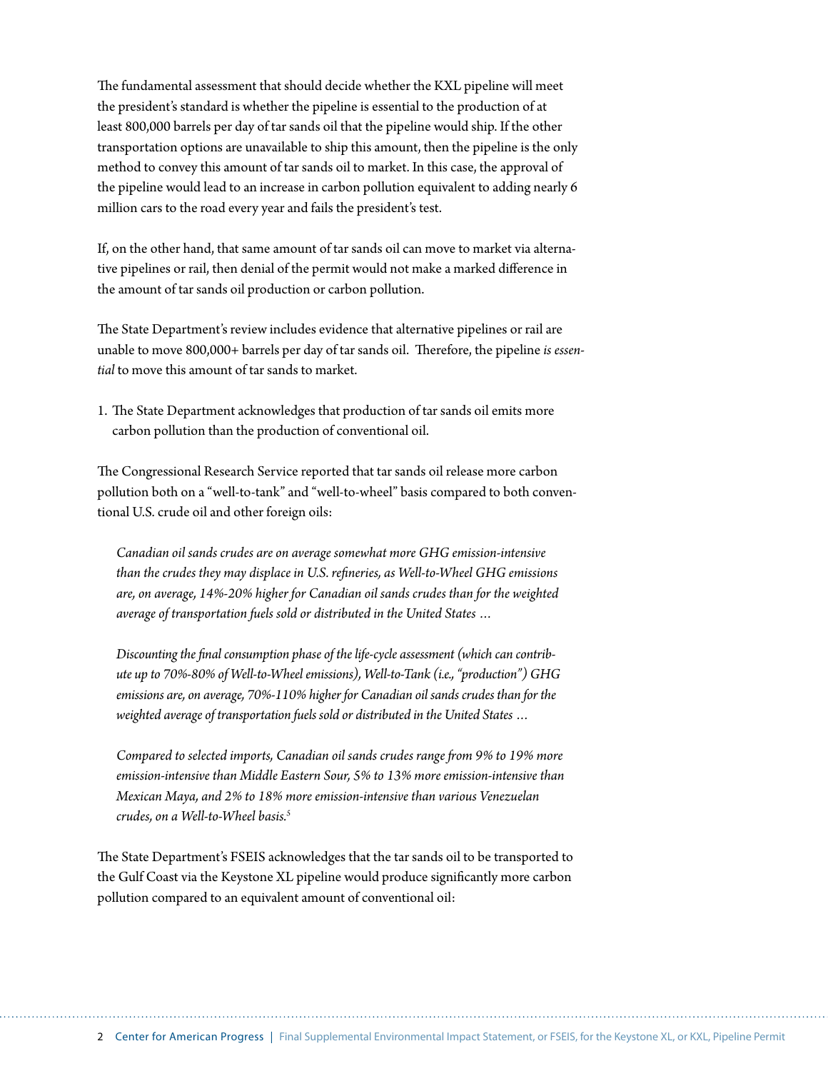The fundamental assessment that should decide whether the KXL pipeline will meet the president's standard is whether the pipeline is essential to the production of at least 800,000 barrels per day of tar sands oil that the pipeline would ship. If the other transportation options are unavailable to ship this amount, then the pipeline is the only method to convey this amount of tar sands oil to market. In this case, the approval of the pipeline would lead to an increase in carbon pollution equivalent to adding nearly 6 million cars to the road every year and fails the president's test.

If, on the other hand, that same amount of tar sands oil can move to market via alternative pipelines or rail, then denial of the permit would not make a marked difference in the amount of tar sands oil production or carbon pollution.

The State Department's review includes evidence that alternative pipelines or rail are unable to move 800,000+ barrels per day of tar sands oil. Therefore, the pipeline *is essential* to move this amount of tar sands to market.

1. The State Department acknowledges that production of tar sands oil emits more carbon pollution than the production of conventional oil.

The Congressional Research Service reported that tar sands oil release more carbon pollution both on a "well-to-tank" and "well-to-wheel" basis compared to both conventional U.S. crude oil and other foreign oils:

> *Canadian oil sands crudes are on average somewhat more GHG emission-intensive than the crudes they may displace in U.S. refineries, as Well-to-Wheel GHG emissions are, on average, 14%-20% higher for Canadian oil sands crudes than for the weighted average of transportation fuels sold or distributed in the United States …*
>
> *Discounting the final consumption phase of the life-cycle assessment (which can contribute up to 70%-80% of Well-to-Wheel emissions), Well-to-Tank (i.e., "production") GHG emissions are, on average, 70%-110% higher for Canadian oil sands crudes than for the weighted average of transportation fuels sold or distributed in the United States …*
>
> *Compared to selected imports, Canadian oil sands crudes range from 9% to 19% more emission-intensive than Middle Eastern Sour, 5% to 13% more emission-intensive than Mexican Maya, and 2% to 18% more emission-intensive than various Venezuelan crudes, on a Well-to-Wheel basis.*[5]

The State Department's FSEIS acknowledges that the tar sands oil to be transported to the Gulf Coast via the Keystone XL pipeline would produce significantly more carbon pollution compared to an equivalent amount of conventional oil: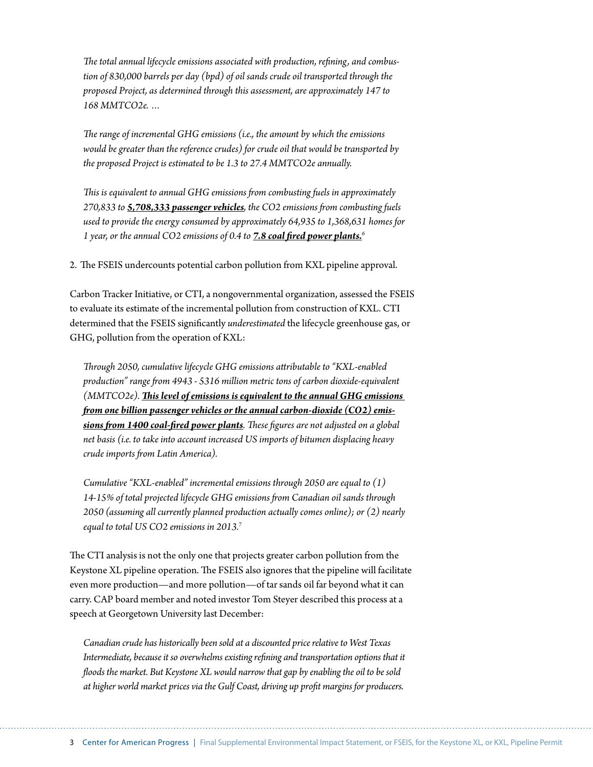*The total annual lifecycle emissions associated with production, refining, and combustion of 830,000 barrels per day (bpd) of oil sands crude oil transported through the proposed Project, as determined through this assessment, are approximately 147 to 168 MMTCO2e. …*

*The range of incremental GHG emissions (i.e., the amount by which the emissions would be greater than the reference crudes) for crude oil that would be transported by the proposed Project is estimated to be 1.3 to 27.4 MMTCO2e annually.*

*This is equivalent to annual GHG emissions from combusting fuels in approximately 270,833 to **<u>5,708,333 passenger vehicles</u>**, the CO2 emissions from combusting fuels used to provide the energy consumed by approximately 64,935 to 1,368,631 homes for 1 year, or the annual CO2 emissions of 0.4 to **<u>7.8 coal fired power plants.</u>***[6]

2. The FSEIS undercounts potential carbon pollution from KXL pipeline approval.

Carbon Tracker Initiative, or CTI, a nongovernmental organization, assessed the FSEIS to evaluate its estimate of the incremental pollution from construction of KXL. CTI determined that the FSEIS significantly *underestimated* the lifecycle greenhouse gas, or GHG, pollution from the operation of KXL:

*Through 2050, cumulative lifecycle GHG emissions attributable to "KXL-enabled production" range from 4943 - 5316 million metric tons of carbon dioxide-equivalent (MMTCO2e). **<u>This level of emissions is equivalent to the annual GHG emissions from one billion passenger vehicles or the annual carbon-dioxide (CO2) emissions from 1400 coal-fired power plants</u>**. These figures are not adjusted on a global net basis (i.e. to take into account increased US imports of bitumen displacing heavy crude imports from Latin America).*

*Cumulative "KXL-enabled" incremental emissions through 2050 are equal to (1) 14-15% of total projected lifecycle GHG emissions from Canadian oil sands through 2050 (assuming all currently planned production actually comes online); or (2) nearly equal to total US CO2 emissions in 2013.*[7]

The CTI analysis is not the only one that projects greater carbon pollution from the Keystone XL pipeline operation. The FSEIS also ignores that the pipeline will facilitate even more production—and more pollution—of tar sands oil far beyond what it can carry. CAP board member and noted investor Tom Steyer described this process at a speech at Georgetown University last December:

*Canadian crude has historically been sold at a discounted price relative to West Texas Intermediate, because it so overwhelms existing refining and transportation options that it floods the market. But Keystone XL would narrow that gap by enabling the oil to be sold at higher world market prices via the Gulf Coast, driving up profit margins for producers.*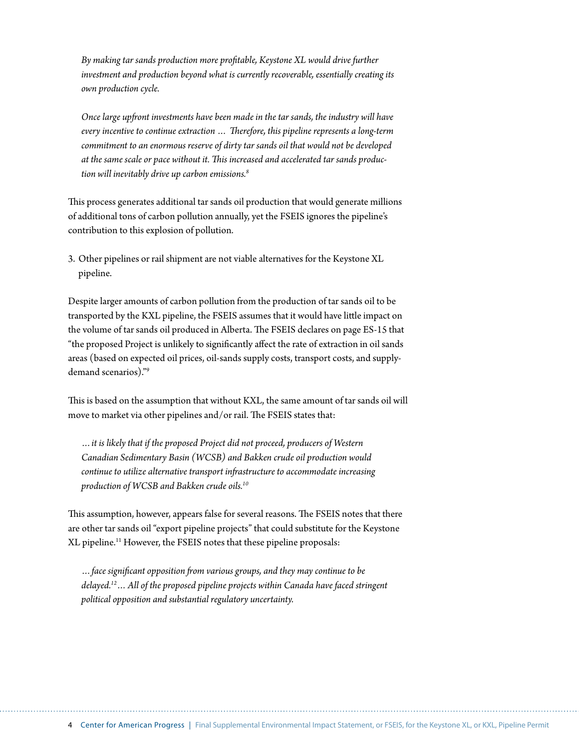*By making tar sands production more profitable, Keystone XL would drive further investment and production beyond what is currently recoverable, essentially creating its own production cycle.*

*Once large upfront investments have been made in the tar sands, the industry will have every incentive to continue extraction … Therefore, this pipeline represents a long-term commitment to an enormous reserve of dirty tar sands oil that would not be developed at the same scale or pace without it. This increased and accelerated tar sands production will inevitably drive up carbon emissions.*[8]

This process generates additional tar sands oil production that would generate millions of additional tons of carbon pollution annually, yet the FSEIS ignores the pipeline's contribution to this explosion of pollution.

3. Other pipelines or rail shipment are not viable alternatives for the Keystone XL pipeline.

Despite larger amounts of carbon pollution from the production of tar sands oil to be transported by the KXL pipeline, the FSEIS assumes that it would have little impact on the volume of tar sands oil produced in Alberta. The FSEIS declares on page ES-15 that "the proposed Project is unlikely to significantly affect the rate of extraction in oil sands areas (based on expected oil prices, oil-sands supply costs, transport costs, and supply-demand scenarios)."[9]

This is based on the assumption that without KXL, the same amount of tar sands oil will move to market via other pipelines and/or rail. The FSEIS states that:

*… it is likely that if the proposed Project did not proceed, producers of Western Canadian Sedimentary Basin (WCSB) and Bakken crude oil production would continue to utilize alternative transport infrastructure to accommodate increasing production of WCSB and Bakken crude oils.*[10]

This assumption, however, appears false for several reasons. The FSEIS notes that there are other tar sands oil "export pipeline projects" that could substitute for the Keystone XL pipeline.[11] However, the FSEIS notes that these pipeline proposals:

*… face significant opposition from various groups, and they may continue to be delayed.*[12] *… All of the proposed pipeline projects within Canada have faced stringent political opposition and substantial regulatory uncertainty.*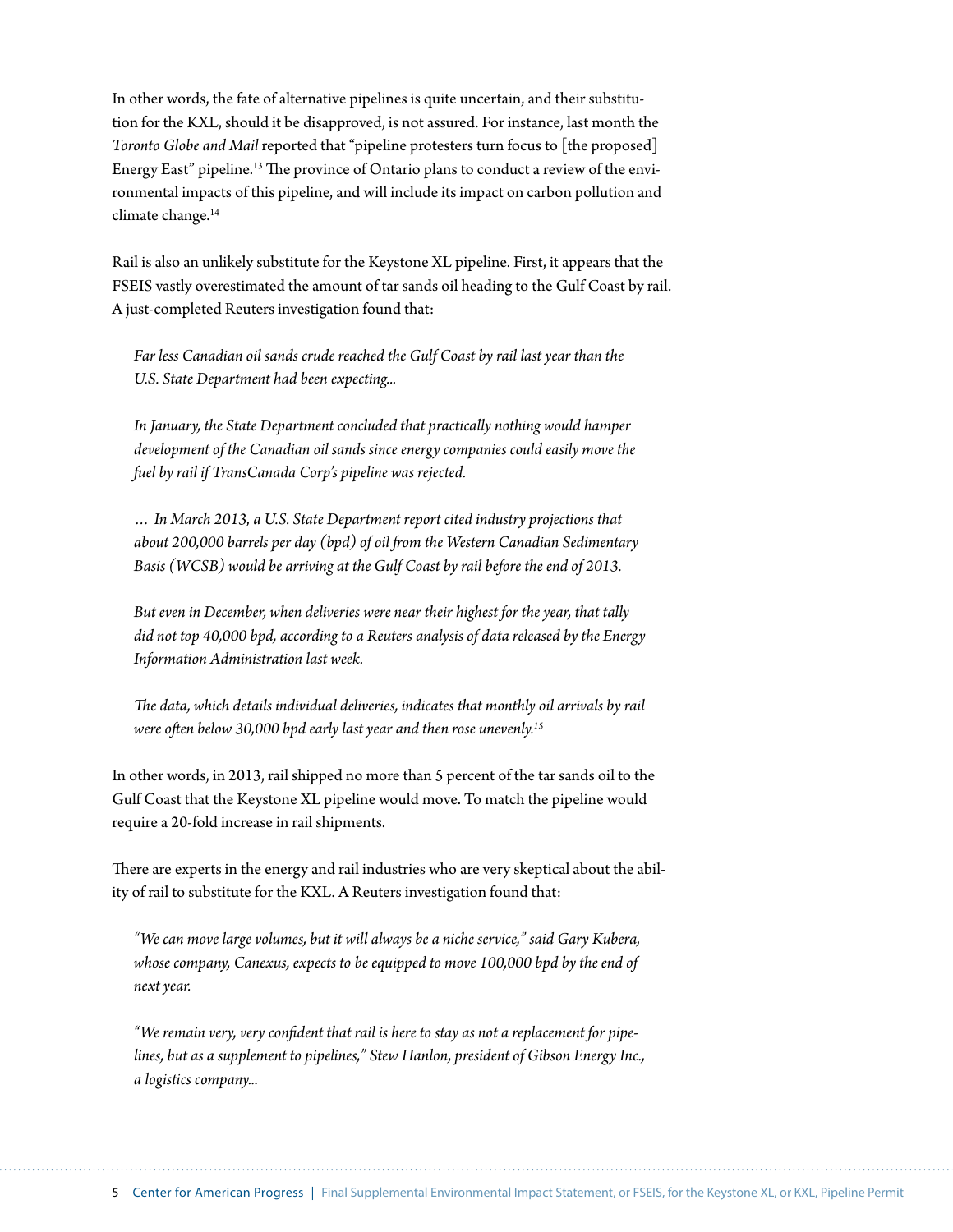In other words, the fate of alternative pipelines is quite uncertain, and their substitution for the KXL, should it be disapproved, is not assured. For instance, last month the *Toronto Globe and Mail* reported that "pipeline protesters turn focus to [the proposed] Energy East" pipeline.[13] The province of Ontario plans to conduct a review of the environmental impacts of this pipeline, and will include its impact on carbon pollution and climate change.[14]

Rail is also an unlikely substitute for the Keystone XL pipeline. First, it appears that the FSEIS vastly overestimated the amount of tar sands oil heading to the Gulf Coast by rail. A just-completed Reuters investigation found that:

> *Far less Canadian oil sands crude reached the Gulf Coast by rail last year than the U.S. State Department had been expecting...*
>
> *In January, the State Department concluded that practically nothing would hamper development of the Canadian oil sands since energy companies could easily move the fuel by rail if TransCanada Corp's pipeline was rejected.*
>
> *... In March 2013, a U.S. State Department report cited industry projections that about 200,000 barrels per day (bpd) of oil from the Western Canadian Sedimentary Basis (WCSB) would be arriving at the Gulf Coast by rail before the end of 2013.*
>
> *But even in December, when deliveries were near their highest for the year, that tally did not top 40,000 bpd, according to a Reuters analysis of data released by the Energy Information Administration last week.*
>
> *The data, which details individual deliveries, indicates that monthly oil arrivals by rail were often below 30,000 bpd early last year and then rose unevenly.*[15]

In other words, in 2013, rail shipped no more than 5 percent of the tar sands oil to the Gulf Coast that the Keystone XL pipeline would move. To match the pipeline would require a 20-fold increase in rail shipments.

There are experts in the energy and rail industries who are very skeptical about the ability of rail to substitute for the KXL. A Reuters investigation found that:

> *"We can move large volumes, but it will always be a niche service," said Gary Kubera, whose company, Canexus, expects to be equipped to move 100,000 bpd by the end of next year.*
>
> *"We remain very, very confident that rail is here to stay as not a replacement for pipelines, but as a supplement to pipelines," Stew Hanlon, president of Gibson Energy Inc., a logistics company...*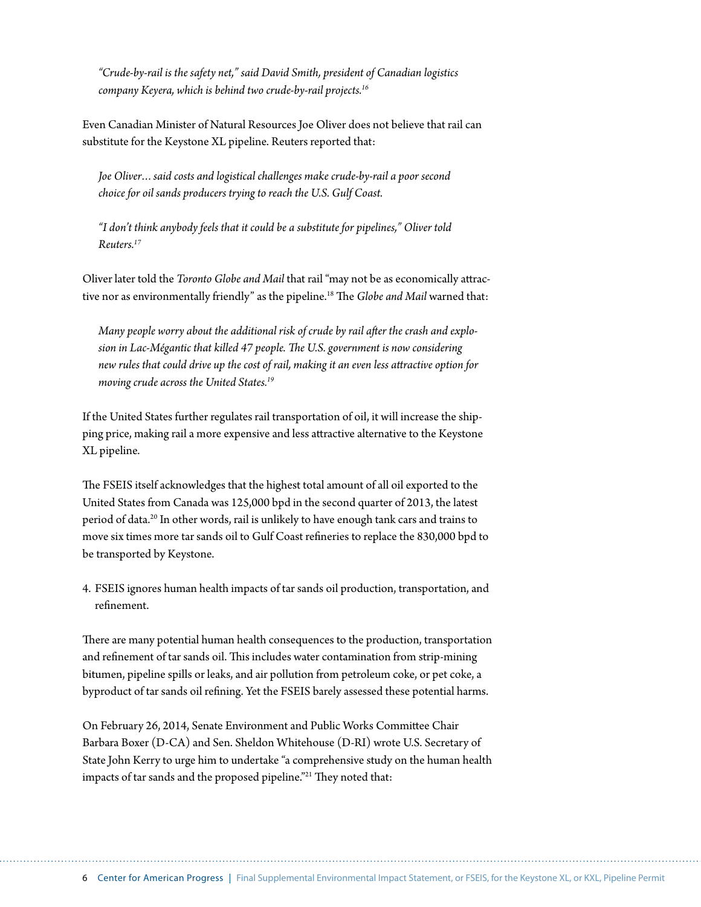*"Crude-by-rail is the safety net," said David Smith, president of Canadian logistics company Keyera, which is behind two crude-by-rail projects.[16]*

Even Canadian Minister of Natural Resources Joe Oliver does not believe that rail can substitute for the Keystone XL pipeline. Reuters reported that:

*Joe Oliver… said costs and logistical challenges make crude-by-rail a poor second choice for oil sands producers trying to reach the U.S. Gulf Coast.*

*"I don't think anybody feels that it could be a substitute for pipelines," Oliver told Reuters.[17]*

Oliver later told the *Toronto Globe and Mail* that rail "may not be as economically attractive nor as environmentally friendly" as the pipeline.[18] The *Globe and Mail* warned that:

*Many people worry about the additional risk of crude by rail after the crash and explosion in Lac-Mégantic that killed 47 people. The U.S. government is now considering new rules that could drive up the cost of rail, making it an even less attractive option for moving crude across the United States.[19]*

If the United States further regulates rail transportation of oil, it will increase the shipping price, making rail a more expensive and less attractive alternative to the Keystone XL pipeline.

The FSEIS itself acknowledges that the highest total amount of all oil exported to the United States from Canada was 125,000 bpd in the second quarter of 2013, the latest period of data.[20] In other words, rail is unlikely to have enough tank cars and trains to move six times more tar sands oil to Gulf Coast refineries to replace the 830,000 bpd to be transported by Keystone.

4. FSEIS ignores human health impacts of tar sands oil production, transportation, and refinement.

There are many potential human health consequences to the production, transportation and refinement of tar sands oil. This includes water contamination from strip-mining bitumen, pipeline spills or leaks, and air pollution from petroleum coke, or pet coke, a byproduct of tar sands oil refining. Yet the FSEIS barely assessed these potential harms.

On February 26, 2014, Senate Environment and Public Works Committee Chair Barbara Boxer (D-CA) and Sen. Sheldon Whitehouse (D-RI) wrote U.S. Secretary of State John Kerry to urge him to undertake "a comprehensive study on the human health impacts of tar sands and the proposed pipeline."[21] They noted that: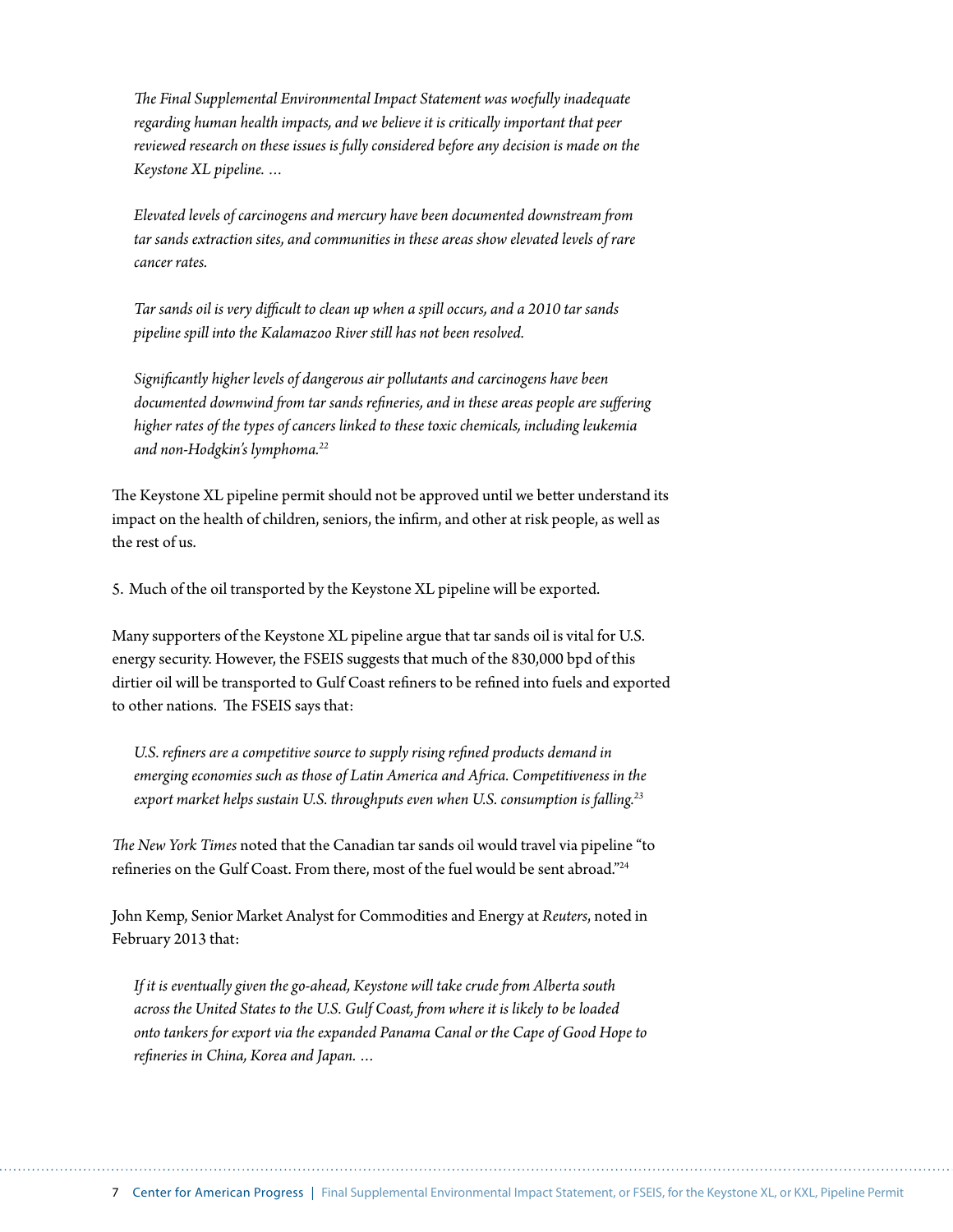*The Final Supplemental Environmental Impact Statement was woefully inadequate regarding human health impacts, and we believe it is critically important that peer reviewed research on these issues is fully considered before any decision is made on the Keystone XL pipeline. …*

*Elevated levels of carcinogens and mercury have been documented downstream from tar sands extraction sites, and communities in these areas show elevated levels of rare cancer rates.*

*Tar sands oil is very difficult to clean up when a spill occurs, and a 2010 tar sands pipeline spill into the Kalamazoo River still has not been resolved.*

*Significantly higher levels of dangerous air pollutants and carcinogens have been documented downwind from tar sands refineries, and in these areas people are suffering higher rates of the types of cancers linked to these toxic chemicals, including leukemia and non-Hodgkin's lymphoma.*[22]

The Keystone XL pipeline permit should not be approved until we better understand its impact on the health of children, seniors, the infirm, and other at risk people, as well as the rest of us.

5. Much of the oil transported by the Keystone XL pipeline will be exported.

Many supporters of the Keystone XL pipeline argue that tar sands oil is vital for U.S. energy security. However, the FSEIS suggests that much of the 830,000 bpd of this dirtier oil will be transported to Gulf Coast refiners to be refined into fuels and exported to other nations. The FSEIS says that:

*U.S. refiners are a competitive source to supply rising refined products demand in emerging economies such as those of Latin America and Africa. Competitiveness in the export market helps sustain U.S. throughputs even when U.S. consumption is falling.*[23]

*The New York Times* noted that the Canadian tar sands oil would travel via pipeline "to refineries on the Gulf Coast. From there, most of the fuel would be sent abroad."[24]

John Kemp, Senior Market Analyst for Commodities and Energy at *Reuters*, noted in February 2013 that:

*If it is eventually given the go-ahead, Keystone will take crude from Alberta south across the United States to the U.S. Gulf Coast, from where it is likely to be loaded onto tankers for export via the expanded Panama Canal or the Cape of Good Hope to refineries in China, Korea and Japan. …*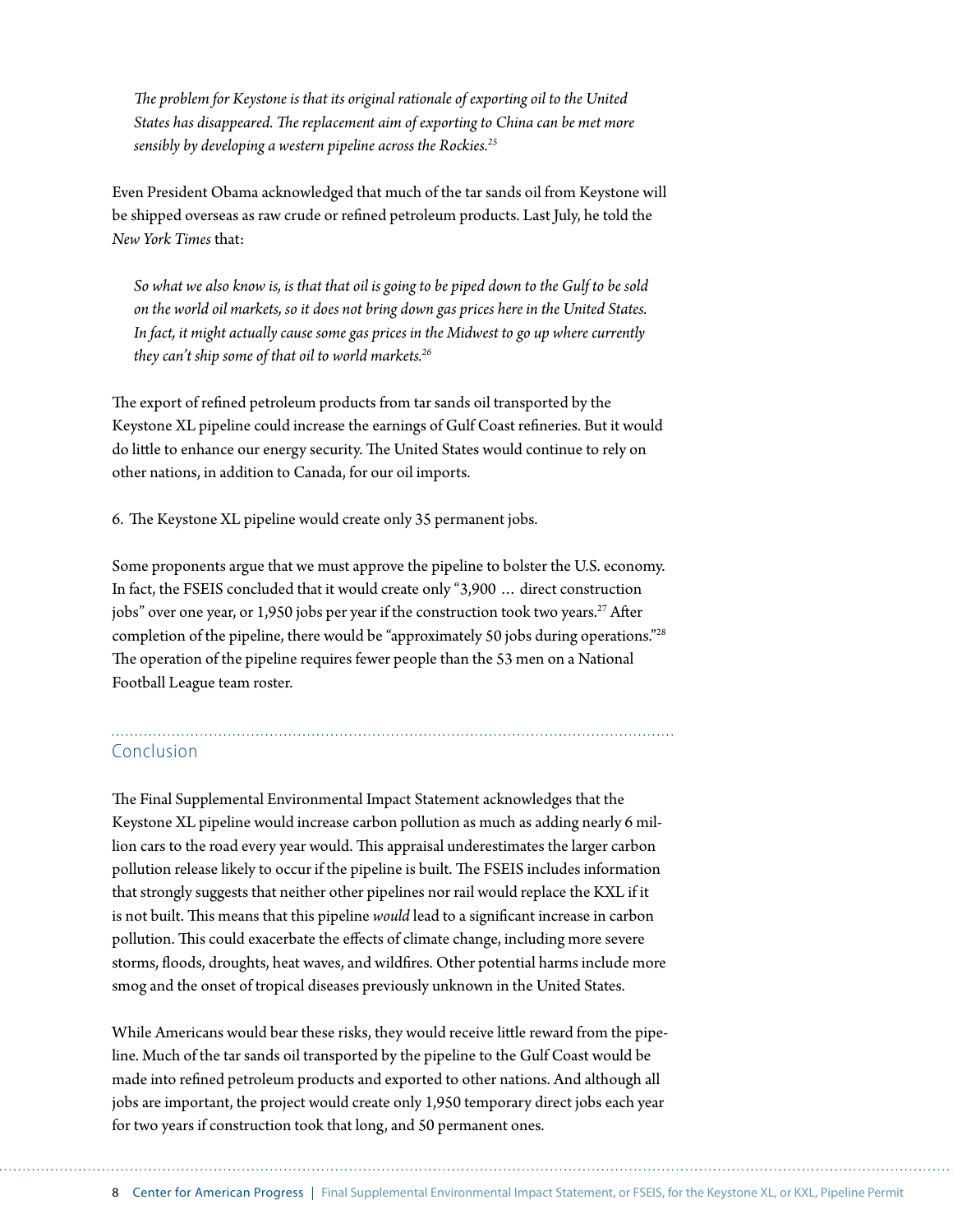> *The problem for Keystone is that its original rationale of exporting oil to the United States has disappeared. The replacement aim of exporting to China can be met more sensibly by developing a western pipeline across the Rockies.*[25]

Even President Obama acknowledged that much of the tar sands oil from Keystone will be shipped overseas as raw crude or refined petroleum products. Last July, he told the *New York Times* that:

> *So what we also know is, is that that oil is going to be piped down to the Gulf to be sold on the world oil markets, so it does not bring down gas prices here in the United States. In fact, it might actually cause some gas prices in the Midwest to go up where currently they can't ship some of that oil to world markets.*[26]

The export of refined petroleum products from tar sands oil transported by the Keystone XL pipeline could increase the earnings of Gulf Coast refineries. But it would do little to enhance our energy security. The United States would continue to rely on other nations, in addition to Canada, for our oil imports.

6. The Keystone XL pipeline would create only 35 permanent jobs.

Some proponents argue that we must approve the pipeline to bolster the U.S. economy. In fact, the FSEIS concluded that it would create only "3,900 … direct construction jobs" over one year, or 1,950 jobs per year if the construction took two years.[27] After completion of the pipeline, there would be "approximately 50 jobs during operations."[28] The operation of the pipeline requires fewer people than the 53 men on a National Football League team roster.

## Conclusion

The Final Supplemental Environmental Impact Statement acknowledges that the Keystone XL pipeline would increase carbon pollution as much as adding nearly 6 million cars to the road every year would. This appraisal underestimates the larger carbon pollution release likely to occur if the pipeline is built. The FSEIS includes information that strongly suggests that neither other pipelines nor rail would replace the KXL if it is not built. This means that this pipeline *would* lead to a significant increase in carbon pollution. This could exacerbate the effects of climate change, including more severe storms, floods, droughts, heat waves, and wildfires. Other potential harms include more smog and the onset of tropical diseases previously unknown in the United States.

While Americans would bear these risks, they would receive little reward from the pipeline. Much of the tar sands oil transported by the pipeline to the Gulf Coast would be made into refined petroleum products and exported to other nations. And although all jobs are important, the project would create only 1,950 temporary direct jobs each year for two years if construction took that long, and 50 permanent ones.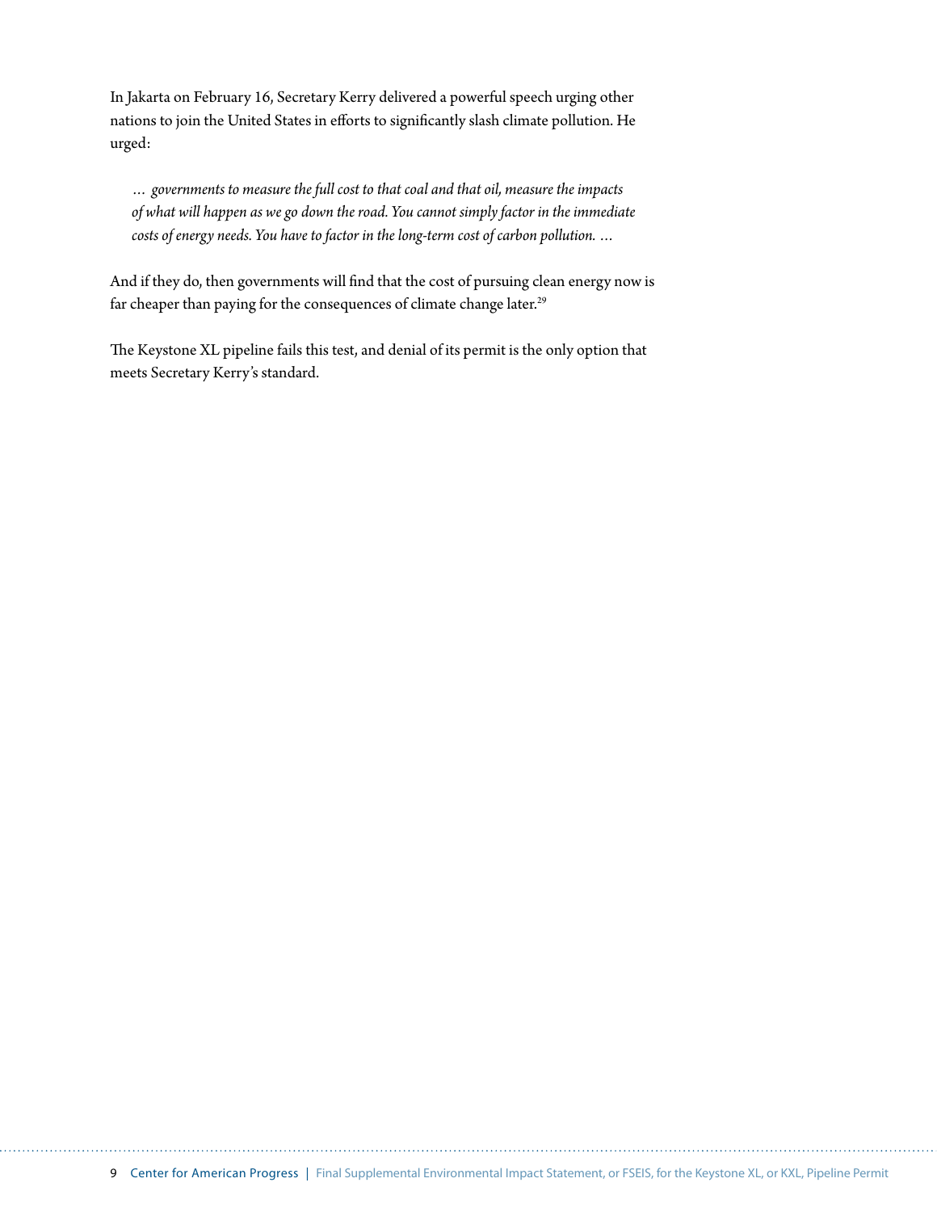In Jakarta on February 16, Secretary Kerry delivered a powerful speech urging other nations to join the United States in efforts to significantly slash climate pollution. He urged:

> *… governments to measure the full cost to that coal and that oil, measure the impacts of what will happen as we go down the road. You cannot simply factor in the immediate costs of energy needs. You have to factor in the long-term cost of carbon pollution. …*

And if they do, then governments will find that the cost of pursuing clean energy now is far cheaper than paying for the consequences of climate change later.[29]

The Keystone XL pipeline fails this test, and denial of its permit is the only option that meets Secretary Kerry's standard.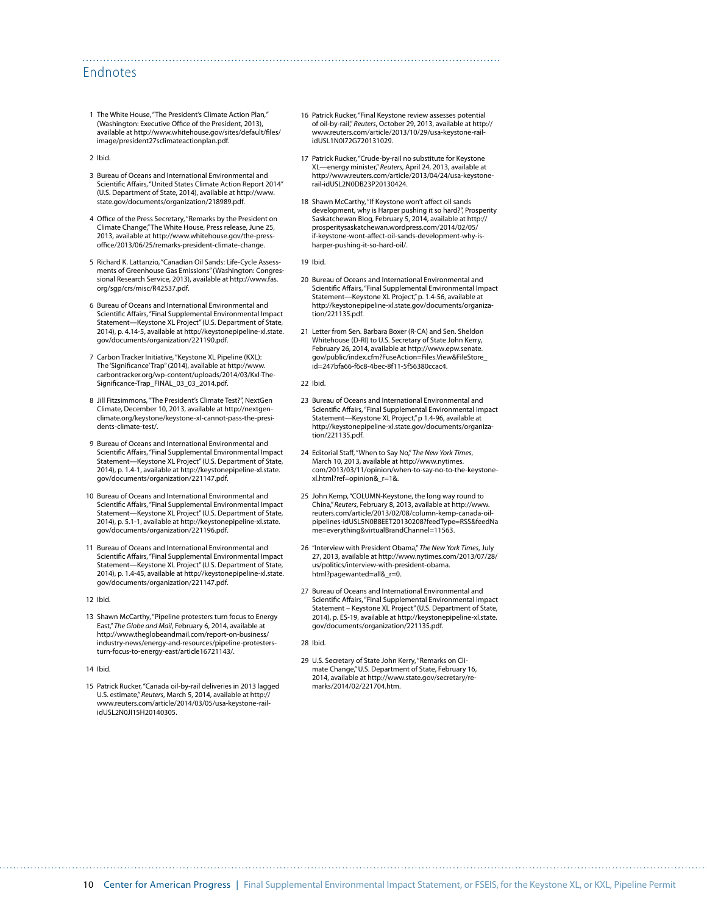## Endnotes

1 The White House, "The President's Climate Action Plan," (Washington: Executive Office of the President, 2013), available at http://www.whitehouse.gov/sites/default/files/image/president27sclimateactionplan.pdf.

2 Ibid.

3 Bureau of Oceans and International Environmental and Scientific Affairs, "United States Climate Action Report 2014" (U.S. Department of State, 2014), available at http://www.state.gov/documents/organization/218989.pdf.

4 Office of the Press Secretary, "Remarks by the President on Climate Change," The White House, Press release, June 25, 2013, available at http://www.whitehouse.gov/the-press-office/2013/06/25/remarks-president-climate-change.

5 Richard K. Lattanzio, "Canadian Oil Sands: Life-Cycle Assessments of Greenhouse Gas Emissions" (Washington: Congressional Research Service, 2013), available at http://www.fas.org/sgp/crs/misc/R42537.pdf.

6 Bureau of Oceans and International Environmental and Scientific Affairs, "Final Supplemental Environmental Impact Statement—Keystone XL Project" (U.S. Department of State, 2014), p. 4.14-5, available at http://keystonepipeline-xl.state.gov/documents/organization/221190.pdf.

7 Carbon Tracker Initiative, "Keystone XL Pipeline (KXL): The 'Significance' Trap" (2014), available at http://www.carbontracker.org/wp-content/uploads/2014/03/Kxl-The-Significance-Trap_FINAL_03_03_2014.pdf.

8 Jill Fitzsimmons, "The President's Climate Test?", NextGen Climate, December 10, 2013, available at http://nextgen-climate.org/keystone/keystone-xl-cannot-pass-the-presidents-climate-test/.

9 Bureau of Oceans and International Environmental and Scientific Affairs, "Final Supplemental Environmental Impact Statement—Keystone XL Project" (U.S. Department of State, 2014), p. 1.4-1, available at http://keystonepipeline-xl.state.gov/documents/organization/221147.pdf.

10 Bureau of Oceans and International Environmental and Scientific Affairs, "Final Supplemental Environmental Impact Statement—Keystone XL Project" (U.S. Department of State, 2014), p. 5.1-1, available at http://keystonepipeline-xl.state.gov/documents/organization/221196.pdf.

11 Bureau of Oceans and International Environmental and Scientific Affairs, "Final Supplemental Environmental Impact Statement—Keystone XL Project" (U.S. Department of State, 2014), p. 1.4-45, available at http://keystonepipeline-xl.state.gov/documents/organization/221147.pdf.

12 Ibid.

13 Shawn McCarthy, "Pipeline protesters turn focus to Energy East," *The Globe and Mail*, February 6, 2014, available at http://www.theglobeandmail.com/report-on-business/industry-news/energy-and-resources/pipeline-protesters-turn-focus-to-energy-east/article16721143/.

14 Ibid.

15 Patrick Rucker, "Canada oil-by-rail deliveries in 2013 lagged U.S. estimate," *Reuters*, March 5, 2014, available at http://www.reuters.com/article/2014/03/05/usa-keystone-rail-idUSL2N0JI15H20140305.

16 Patrick Rucker, "Final Keystone review assesses potential of oil-by-rail," *Reuters*, October 29, 2013, available at http://www.reuters.com/article/2013/10/29/usa-keystone-rail-idUSL1N0I72G720131029.

17 Patrick Rucker, "Crude-by-rail no substitute for Keystone XL—energy minister," *Reuters*, April 24, 2013, available at http://www.reuters.com/article/2013/04/24/usa-keystone-rail-idUSL2N0DB23P20130424.

18 Shawn McCarthy, "If Keystone won't affect oil sands development, why is Harper pushing it so hard?", Prosperity Saskatchewan Blog, February 5, 2014, available at http://prosperitysaskatchewan.wordpress.com/2014/02/05/if-keystone-wont-affect-oil-sands-development-why-is-harper-pushing-it-so-hard-oil/.

19 Ibid.

20 Bureau of Oceans and International Environmental and Scientific Affairs, "Final Supplemental Environmental Impact Statement—Keystone XL Project," p. 1.4-56, available at http://keystonepipeline-xl.state.gov/documents/organization/221135.pdf.

21 Letter from Sen. Barbara Boxer (R-CA) and Sen. Sheldon Whitehouse (D-RI) to U.S. Secretary of State John Kerry, February 26, 2014, available at http://www.epw.senate.gov/public/index.cfm?FuseAction=Files.View&FileStore_id=247bfa66-f6c8-4bec-8f11-5f56380ccac4.

22 Ibid.

23 Bureau of Oceans and International Environmental and Scientific Affairs, "Final Supplemental Environmental Impact Statement—Keystone XL Project," p 1.4-96, available at http://keystonepipeline-xl.state.gov/documents/organization/221135.pdf.

24 Editorial Staff, "When to Say No," *The New York Times*, March 10, 2013, available at http://www.nytimes.com/2013/03/11/opinion/when-to-say-no-to-the-keystone-xl.html?ref=opinion&_r=1&.

25 John Kemp, "COLUMN-Keystone, the long way round to China," *Reuters*, February 8, 2013, available at http://www.reuters.com/article/2013/02/08/column-kemp-canada-oil-pipelines-idUSL5N0B8EET20130208?feedType=RSS&feedName=everything&virtualBrandChannel=11563.

26 "Interview with President Obama," *The New York Times*, July 27, 2013, available at http://www.nytimes.com/2013/07/28/us/politics/interview-with-president-obama.html?pagewanted=all&_r=0.

27 Bureau of Oceans and International Environmental and Scientific Affairs, "Final Supplemental Environmental Impact Statement – Keystone XL Project" (U.S. Department of State, 2014), p. ES-19, available at http://keystonepipeline-xl.state.gov/documents/organization/221135.pdf.

28 Ibid.

29 U.S. Secretary of State John Kerry, "Remarks on Climate Change," U.S. Department of State, February 16, 2014, available at http://www.state.gov/secretary/remarks/2014/02/221704.htm.